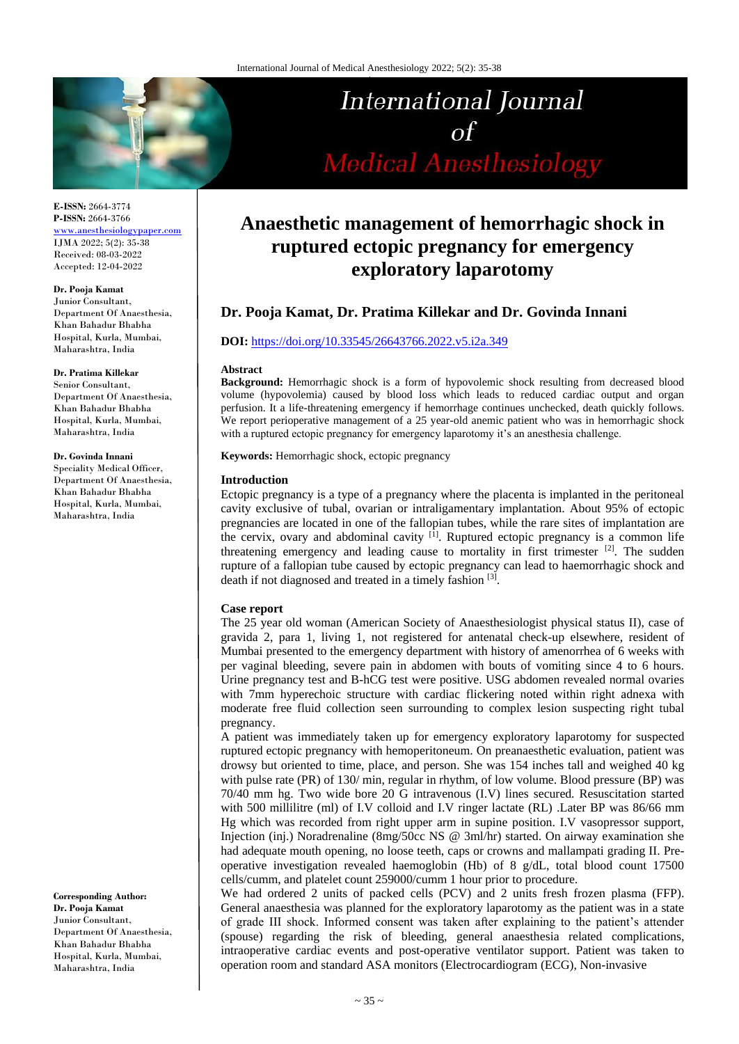E-ISSN: 2664-3774
P-ISSN: 2664-3766
www.anesthesiologypaper.com
IJMA 2022; 5(2): 35-38
Received: 08-03-2022
Accepted: 12-04-2022

**Dr. Pooja Kamat**
Junior Consultant, Department Of Anaesthesia, Khan Bahadur Bhabha Hospital, Kurla, Mumbai, Maharashtra, India

**Dr. Pratima Killekar**
Senior Consultant, Department Of Anaesthesia, Khan Bahadur Bhabha Hospital, Kurla, Mumbai, Maharashtra, India

**Dr. Govinda Innani**
Speciality Medical Officer, Department Of Anaesthesia, Khan Bahadur Bhabha Hospital, Kurla, Mumbai, Maharashtra, India

**Corresponding Author:**
**Dr. Pooja Kamat**
Junior Consultant, Department Of Anaesthesia, Khan Bahadur Bhabha Hospital, Kurla, Mumbai, Maharashtra, India

# Anaesthetic management of hemorrhagic shock in ruptured ectopic pregnancy for emergency exploratory laparotomy

## Dr. Pooja Kamat, Dr. Pratima Killekar and Dr. Govinda Innani

**DOI:** https://doi.org/10.33545/26643766.2022.v5.i2a.349

### Abstract

**Background:** Hemorrhagic shock is a form of hypovolemic shock resulting from decreased blood volume (hypovolemia) caused by blood loss which leads to reduced cardiac output and organ perfusion. It a life-threatening emergency if hemorrhage continues unchecked, death quickly follows. We report perioperative management of a 25 year-old anemic patient who was in hemorrhagic shock with a ruptured ectopic pregnancy for emergency laparotomy it's an anesthesia challenge.

**Keywords:** Hemorrhagic shock, ectopic pregnancy

### Introduction

Ectopic pregnancy is a type of a pregnancy where the placenta is implanted in the peritoneal cavity exclusive of tubal, ovarian or intraligamentary implantation. About 95% of ectopic pregnancies are located in one of the fallopian tubes, while the rare sites of implantation are the cervix, ovary and abdominal cavity [1]. Ruptured ectopic pregnancy is a common life threatening emergency and leading cause to mortality in first trimester [2]. The sudden rupture of a fallopian tube caused by ectopic pregnancy can lead to haemorrhagic shock and death if not diagnosed and treated in a timely fashion [3].

### Case report

The 25 year old woman (American Society of Anaesthesiologist physical status II), case of gravida 2, para 1, living 1, not registered for antenatal check-up elsewhere, resident of Mumbai presented to the emergency department with history of amenorrhea of 6 weeks with per vaginal bleeding, severe pain in abdomen with bouts of vomiting since 4 to 6 hours. Urine pregnancy test and B-hCG test were positive. USG abdomen revealed normal ovaries with 7mm hyperechoic structure with cardiac flickering noted within right adnexa with moderate free fluid collection seen surrounding to complex lesion suspecting right tubal pregnancy.

A patient was immediately taken up for emergency exploratory laparotomy for suspected ruptured ectopic pregnancy with hemoperitoneum. On preanaesthetic evaluation, patient was drowsy but oriented to time, place, and person. She was 154 inches tall and weighed 40 kg with pulse rate (PR) of 130/ min, regular in rhythm, of low volume. Blood pressure (BP) was 70/40 mm hg. Two wide bore 20 G intravenous (I.V) lines secured. Resuscitation started with 500 millilitre (ml) of I.V colloid and I.V ringer lactate (RL) .Later BP was 86/66 mm Hg which was recorded from right upper arm in supine position. I.V vasopressor support, Injection (inj.) Noradrenaline (8mg/50cc NS @ 3ml/hr) started. On airway examination she had adequate mouth opening, no loose teeth, caps or crowns and mallampati grading II. Pre-operative investigation revealed haemoglobin (Hb) of 8 g/dL, total blood count 17500 cells/cumm, and platelet count 259000/cumm 1 hour prior to procedure.

We had ordered 2 units of packed cells (PCV) and 2 units fresh frozen plasma (FFP). General anaesthesia was planned for the exploratory laparotomy as the patient was in a state of grade III shock. Informed consent was taken after explaining to the patient's attender (spouse) regarding the risk of bleeding, general anaesthesia related complications, intraoperative cardiac events and post-operative ventilator support. Patient was taken to operation room and standard ASA monitors (Electrocardiogram (ECG), Non-invasive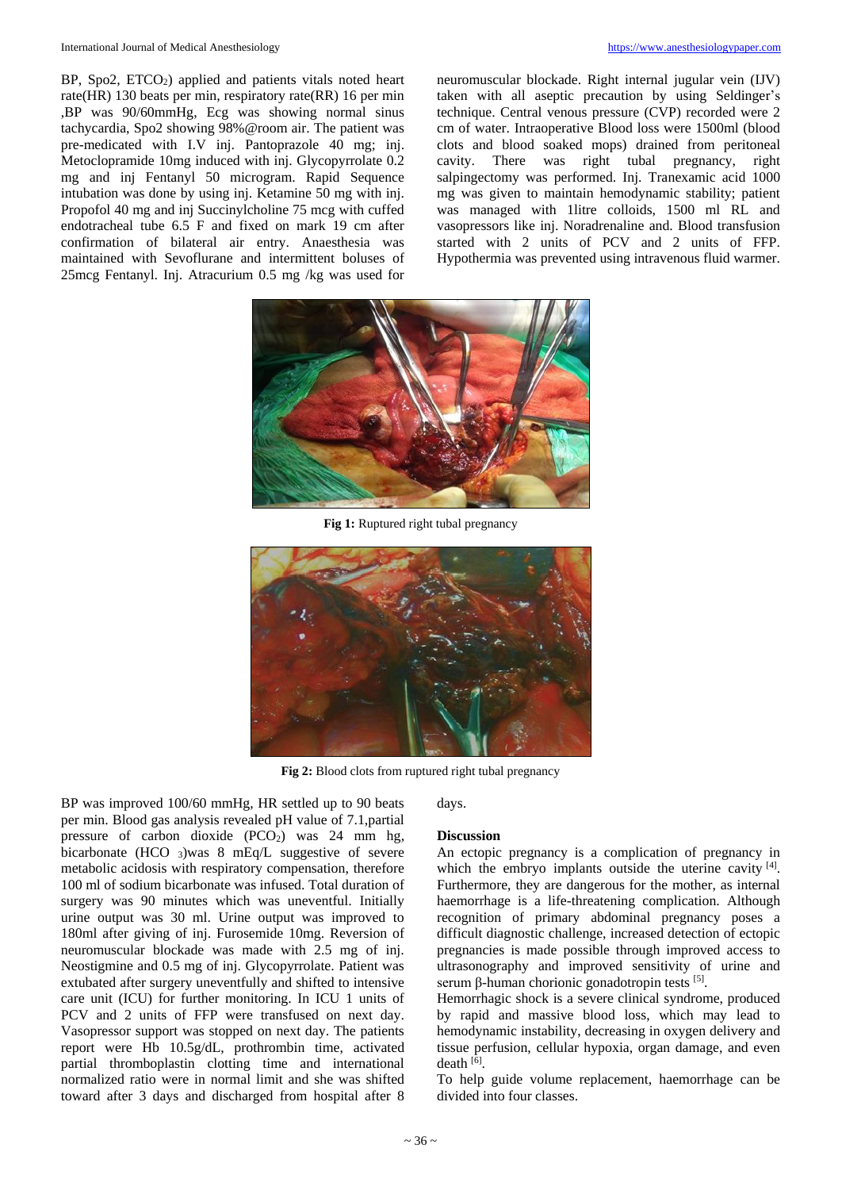BP, Spo2, $ETCO_2$) applied and patients vitals noted heart rate(HR) 130 beats per min, respiratory rate(RR) 16 per min ,BP was 90/60mmHg, Ecg was showing normal sinus tachycardia, Spo2 showing 98%@room air. The patient was pre-medicated with I.V inj. Pantoprazole 40 mg; inj. Metoclopramide 10mg induced with inj. Glycopyrrolate 0.2 mg and inj Fentanyl 50 microgram. Rapid Sequence intubation was done by using inj. Ketamine 50 mg with inj. Propofol 40 mg and inj Succinylcholine 75 mcg with cuffed endotracheal tube 6.5 F and fixed on mark 19 cm after confirmation of bilateral air entry. Anaesthesia was maintained with Sevoflurane and intermittent boluses of 25mcg Fentanyl. Inj. Atracurium 0.5 mg /kg was used for neuromuscular blockade. Right internal jugular vein (IJV) taken with all aseptic precaution by using Seldinger's technique. Central venous pressure (CVP) recorded were 2 cm of water. Intraoperative Blood loss were 1500ml (blood clots and blood soaked mops) drained from peritoneal cavity. There was right tubal pregnancy, right salpingectomy was performed. Inj. Tranexamic acid 1000 mg was given to maintain hemodynamic stability; patient was managed with 1litre colloids, 1500 ml RL and vasopressors like inj. Noradrenaline and. Blood transfusion started with 2 units of PCV and 2 units of FFP. Hypothermia was prevented using intravenous fluid warmer.

**Fig 1:** Ruptured right tubal pregnancy

**Fig 2:** Blood clots from ruptured right tubal pregnancy

BP was improved 100/60 mmHg, HR settled up to 90 beats per min. Blood gas analysis revealed pH value of 7.1,partial pressure of carbon dioxide ($PCO_2$) was 24 mm hg, bicarbonate ($HCO_3$)was 8 mEq/L suggestive of severe metabolic acidosis with respiratory compensation, therefore 100 ml of sodium bicarbonate was infused. Total duration of surgery was 90 minutes which was uneventful. Initially urine output was 30 ml. Urine output was improved to 180ml after giving of inj. Furosemide 10mg. Reversion of neuromuscular blockade was made with 2.5 mg of inj. Neostigmine and 0.5 mg of inj. Glycopyrrolate. Patient was extubated after surgery uneventfully and shifted to intensive care unit (ICU) for further monitoring. In ICU 1 units of PCV and 2 units of FFP were transfused on next day. Vasopressor support was stopped on next day. The patients report were Hb 10.5g/dL, prothrombin time, activated partial thromboplastin clotting time and international normalized ratio were in normal limit and she was shifted toward after 3 days and discharged from hospital after 8 days.

## Discussion

An ectopic pregnancy is a complication of pregnancy in which the embryo implants outside the uterine cavity [4]. Furthermore, they are dangerous for the mother, as internal haemorrhage is a life-threatening complication. Although recognition of primary abdominal pregnancy poses a difficult diagnostic challenge, increased detection of ectopic pregnancies is made possible through improved access to ultrasonography and improved sensitivity of urine and serum β-human chorionic gonadotropin tests [5].

Hemorrhagic shock is a severe clinical syndrome, produced by rapid and massive blood loss, which may lead to hemodynamic instability, decreasing in oxygen delivery and tissue perfusion, cellular hypoxia, organ damage, and even death [6].

To help guide volume replacement, haemorrhage can be divided into four classes.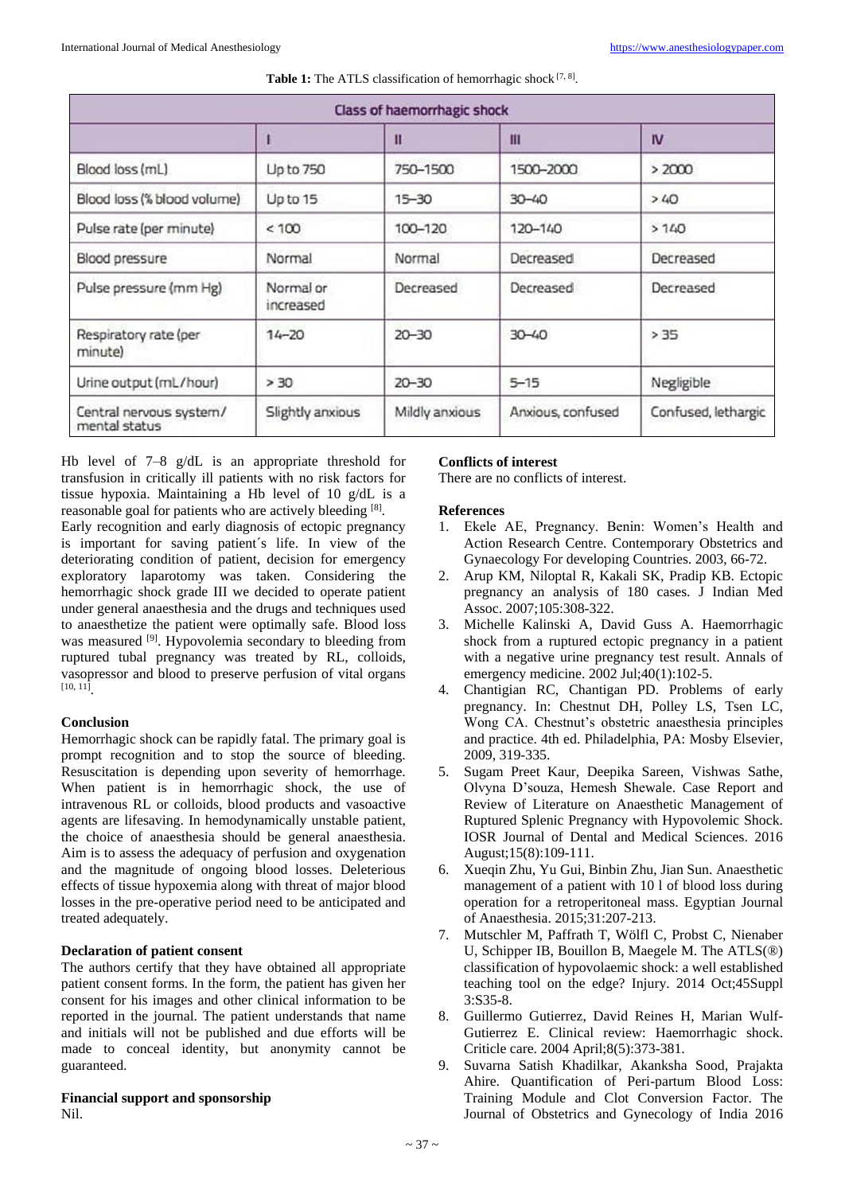**Table 1:** The ATLS classification of hemorrhagic shock [7, 8].

| Class of haemorrhagic shock | | | | |
|---|---|---|---|---|
| | I | II | III | IV |
| Blood loss (mL) | Up to 750 | 750–1500 | 1500–2000 | > 2000 |
| Blood loss (% blood volume) | Up to 15 | 15–30 | 30–40 | > 40 |
| Pulse rate (per minute) | < 100 | 100–120 | 120–140 | > 140 |
| Blood pressure | Normal | Normal | Decreased | Decreased |
| Pulse pressure (mm Hg) | Normal or increased | Decreased | Decreased | Decreased |
| Respiratory rate (per minute) | 14–20 | 20–30 | 30–40 | > 35 |
| Urine output (mL/hour) | > 30 | 20–30 | 5–15 | Negligible |
| Central nervous system/ mental status | Slightly anxious | Mildly anxious | Anxious, confused | Confused, lethargic |

Hb level of 7–8 g/dL is an appropriate threshold for transfusion in critically ill patients with no risk factors for tissue hypoxia. Maintaining a Hb level of 10 g/dL is a reasonable goal for patients who are actively bleeding [8].

Early recognition and early diagnosis of ectopic pregnancy is important for saving patient´s life. In view of the deteriorating condition of patient, decision for emergency exploratory laparotomy was taken. Considering the hemorrhagic shock grade III we decided to operate patient under general anaesthesia and the drugs and techniques used to anaesthetize the patient were optimally safe. Blood loss was measured [9]. Hypovolemia secondary to bleeding from ruptured tubal pregnancy was treated by RL, colloids, vasopressor and blood to preserve perfusion of vital organs [10, 11].

## Conclusion

Hemorrhagic shock can be rapidly fatal. The primary goal is prompt recognition and to stop the source of bleeding. Resuscitation is depending upon severity of hemorrhage. When patient is in hemorrhagic shock, the use of intravenous RL or colloids, blood products and vasoactive agents are lifesaving. In hemodynamically unstable patient, the choice of anaesthesia should be general anaesthesia. Aim is to assess the adequacy of perfusion and oxygenation and the magnitude of ongoing blood losses. Deleterious effects of tissue hypoxemia along with threat of major blood losses in the pre-operative period need to be anticipated and treated adequately.

## Declaration of patient consent

The authors certify that they have obtained all appropriate patient consent forms. In the form, the patient has given her consent for his images and other clinical information to be reported in the journal. The patient understands that name and initials will not be published and due efforts will be made to conceal identity, but anonymity cannot be guaranteed.

## Financial support and sponsorship

Nil.

## Conflicts of interest

There are no conflicts of interest.

## References

1. Ekele AE, Pregnancy. Benin: Women's Health and Action Research Centre. Contemporary Obstetrics and Gynaecology For developing Countries. 2003, 66-72.
2. Arup KM, Niloptal R, Kakali SK, Pradip KB. Ectopic pregnancy an analysis of 180 cases. J Indian Med Assoc. 2007;105:308-322.
3. Michelle Kalinski A, David Guss A. Haemorrhagic shock from a ruptured ectopic pregnancy in a patient with a negative urine pregnancy test result. Annals of emergency medicine. 2002 Jul;40(1):102-5.
4. Chantigian RC, Chantigan PD. Problems of early pregnancy. In: Chestnut DH, Polley LS, Tsen LC, Wong CA. Chestnut's obstetric anaesthesia principles and practice. 4th ed. Philadelphia, PA: Mosby Elsevier, 2009, 319-335.
5. Sugam Preet Kaur, Deepika Sareen, Vishwas Sathe, Olvyna D'souza, Hemesh Shewale. Case Report and Review of Literature on Anaesthetic Management of Ruptured Splenic Pregnancy with Hypovolemic Shock. IOSR Journal of Dental and Medical Sciences. 2016 August;15(8):109-111.
6. Xueqin Zhu, Yu Gui, Binbin Zhu, Jian Sun. Anaesthetic management of a patient with 10 l of blood loss during operation for a retroperitoneal mass. Egyptian Journal of Anaesthesia. 2015;31:207-213.
7. Mutschler M, Paffrath T, Wölfl C, Probst C, Nienaber U, Schipper IB, Bouillon B, Maegele M. The ATLS(®) classification of hypovolaemic shock: a well established teaching tool on the edge? Injury. 2014 Oct;45Suppl 3:S35-8.
8. Guillermo Gutierrez, David Reines H, Marian Wulf-Gutierrez E. Clinical review: Haemorrhagic shock. Criticle care. 2004 April;8(5):373-381.
9. Suvarna Satish Khadilkar, Akanksha Sood, Prajakta Ahire. Quantification of Peri-partum Blood Loss: Training Module and Clot Conversion Factor. The Journal of Obstetrics and Gynecology of India 2016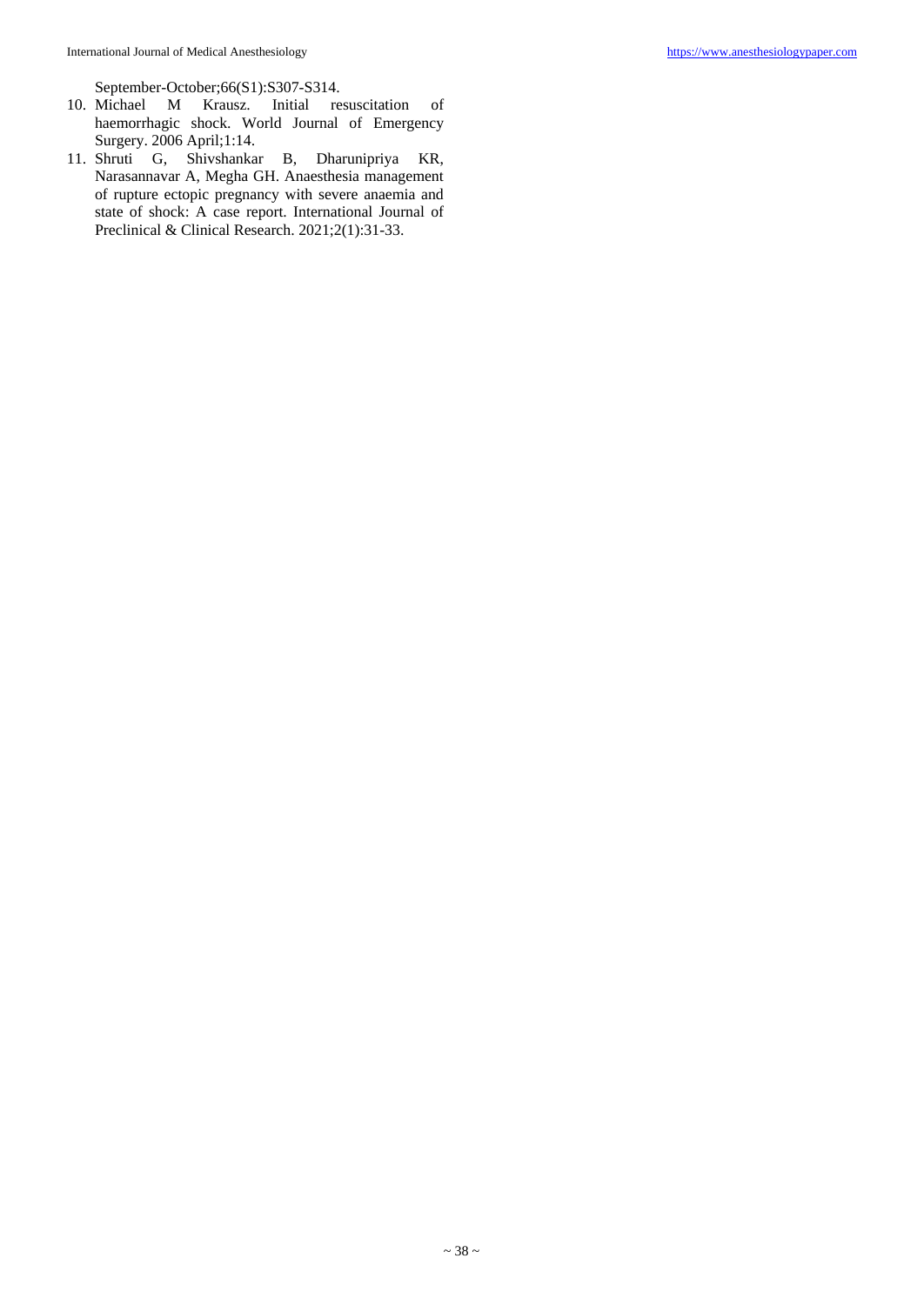September-October;66(S1):S307-S314.

10. Michael M Krausz. Initial resuscitation of haemorrhagic shock. World Journal of Emergency Surgery. 2006 April;1:14.
11. Shruti G, Shivshankar B, Dharunipriya KR, Narasannavar A, Megha GH. Anaesthesia management of rupture ectopic pregnancy with severe anaemia and state of shock: A case report. International Journal of Preclinical & Clinical Research. 2021;2(1):31-33.